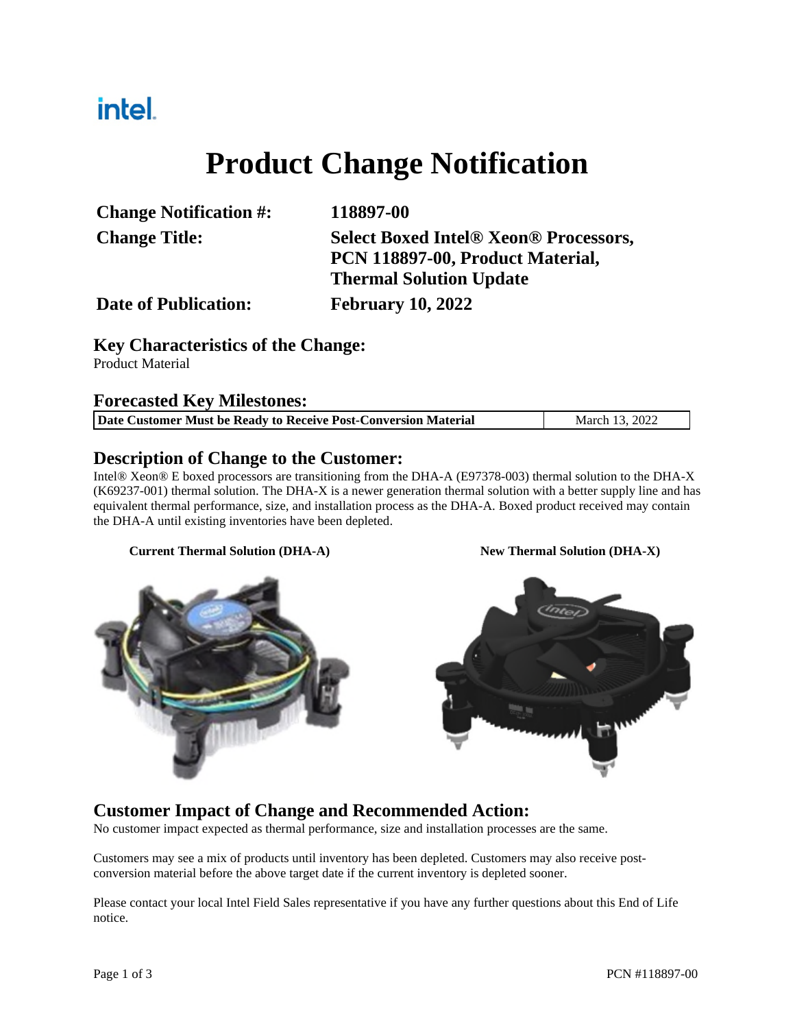intel.

# Product Change Notification

| | |
|---|---|
| **Change Notification #:** | **118897-00** |
| **Change Title:** | **Select Boxed Intel® Xeon® Processors, PCN 118897-00, Product Material, Thermal Solution Update** |
| **Date of Publication:** | **February 10, 2022** |

## Key Characteristics of the Change:

Product Material

## Forecasted Key Milestones:

| **Date Customer Must be Ready to Receive Post-Conversion Material** | March 13, 2022 |
|---|---|

## Description of Change to the Customer:

Intel® Xeon® E boxed processors are transitioning from the DHA-A (E97378-003) thermal solution to the DHA-X (K69237-001) thermal solution. The DHA-X is a newer generation thermal solution with a better supply line and has equivalent thermal performance, size, and installation process as the DHA-A. Boxed product received may contain the DHA-A until existing inventories have been depleted.

**Current Thermal Solution (DHA-A)**

**New Thermal Solution (DHA-X)**

## Customer Impact of Change and Recommended Action:

No customer impact expected as thermal performance, size and installation processes are the same.

Customers may see a mix of products until inventory has been depleted. Customers may also receive post-conversion material before the above target date if the current inventory is depleted sooner.

Please contact your local Intel Field Sales representative if you have any further questions about this End of Life notice.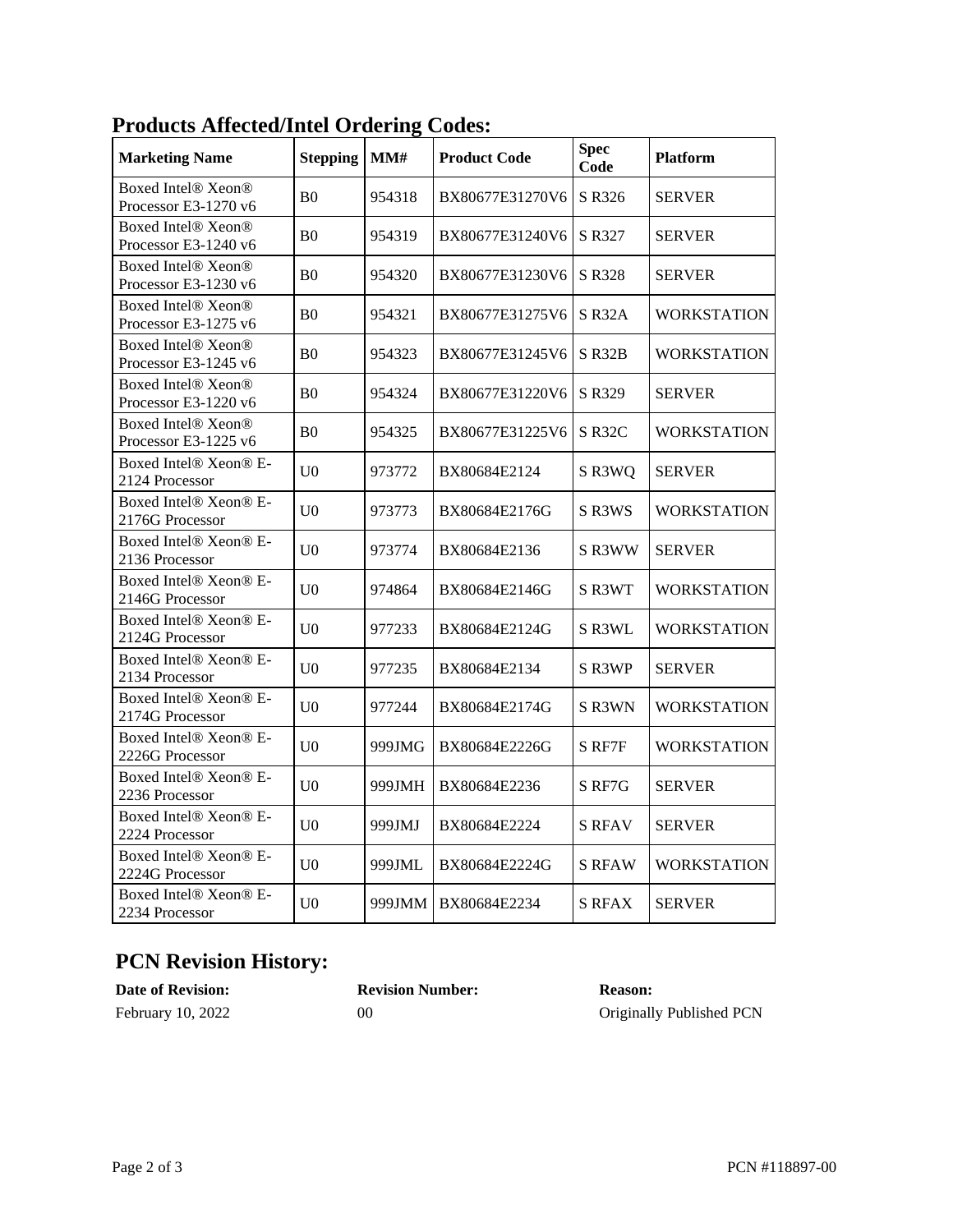## Products Affected/Intel Ordering Codes:

| Marketing Name | Stepping | MM# | Product Code | Spec Code | Platform |
|---|---|---|---|---|---|
| Boxed Intel® Xeon® Processor E3-1270 v6 | B0 | 954318 | BX80677E31270V6 | S R326 | SERVER |
| Boxed Intel® Xeon® Processor E3-1240 v6 | B0 | 954319 | BX80677E31240V6 | S R327 | SERVER |
| Boxed Intel® Xeon® Processor E3-1230 v6 | B0 | 954320 | BX80677E31230V6 | S R328 | SERVER |
| Boxed Intel® Xeon® Processor E3-1275 v6 | B0 | 954321 | BX80677E31275V6 | S R32A | WORKSTATION |
| Boxed Intel® Xeon® Processor E3-1245 v6 | B0 | 954323 | BX80677E31245V6 | S R32B | WORKSTATION |
| Boxed Intel® Xeon® Processor E3-1220 v6 | B0 | 954324 | BX80677E31220V6 | S R329 | SERVER |
| Boxed Intel® Xeon® Processor E3-1225 v6 | B0 | 954325 | BX80677E31225V6 | S R32C | WORKSTATION |
| Boxed Intel® Xeon® E-2124 Processor | U0 | 973772 | BX80684E2124 | S R3WQ | SERVER |
| Boxed Intel® Xeon® E-2176G Processor | U0 | 973773 | BX80684E2176G | S R3WS | WORKSTATION |
| Boxed Intel® Xeon® E-2136 Processor | U0 | 973774 | BX80684E2136 | S R3WW | SERVER |
| Boxed Intel® Xeon® E-2146G Processor | U0 | 974864 | BX80684E2146G | S R3WT | WORKSTATION |
| Boxed Intel® Xeon® E-2124G Processor | U0 | 977233 | BX80684E2124G | S R3WL | WORKSTATION |
| Boxed Intel® Xeon® E-2134 Processor | U0 | 977235 | BX80684E2134 | S R3WP | SERVER |
| Boxed Intel® Xeon® E-2174G Processor | U0 | 977244 | BX80684E2174G | S R3WN | WORKSTATION |
| Boxed Intel® Xeon® E-2226G Processor | U0 | 999JMG | BX80684E2226G | S RF7F | WORKSTATION |
| Boxed Intel® Xeon® E-2236 Processor | U0 | 999JMH | BX80684E2236 | S RF7G | SERVER |
| Boxed Intel® Xeon® E-2224 Processor | U0 | 999JMJ | BX80684E2224 | S RFAV | SERVER |
| Boxed Intel® Xeon® E-2224G Processor | U0 | 999JML | BX80684E2224G | S RFAW | WORKSTATION |
| Boxed Intel® Xeon® E-2234 Processor | U0 | 999JMM | BX80684E2234 | S RFAX | SERVER |

## PCN Revision History:

| Date of Revision: | Revision Number: | Reason: |
|---|---|---|
| February 10, 2022 | 00 | Originally Published PCN |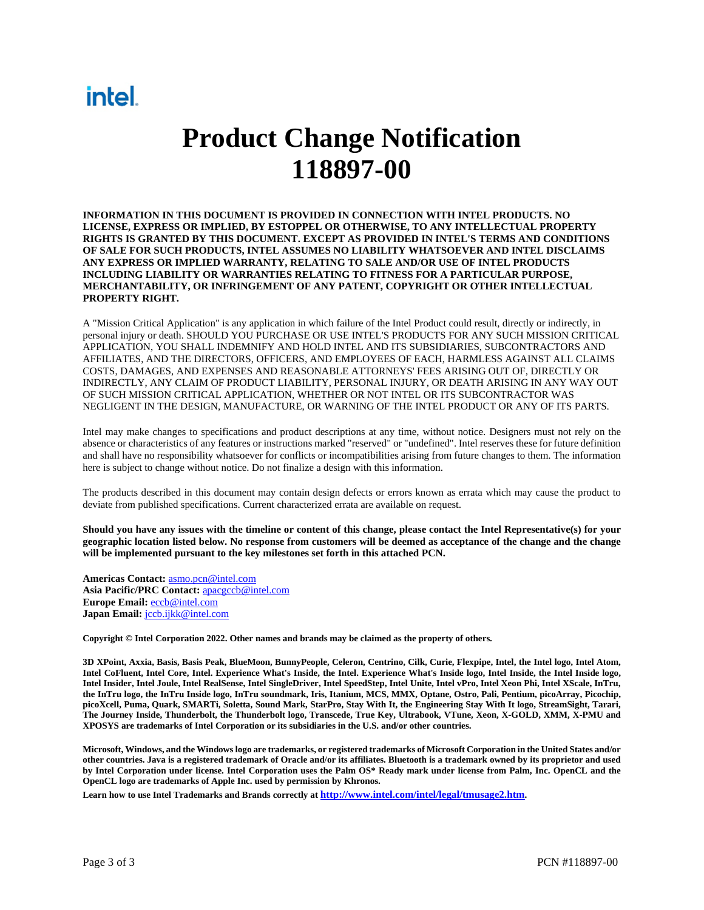intel.

# Product Change Notification 118897-00

**INFORMATION IN THIS DOCUMENT IS PROVIDED IN CONNECTION WITH INTEL PRODUCTS. NO LICENSE, EXPRESS OR IMPLIED, BY ESTOPPEL OR OTHERWISE, TO ANY INTELLECTUAL PROPERTY RIGHTS IS GRANTED BY THIS DOCUMENT. EXCEPT AS PROVIDED IN INTEL'S TERMS AND CONDITIONS OF SALE FOR SUCH PRODUCTS, INTEL ASSUMES NO LIABILITY WHATSOEVER AND INTEL DISCLAIMS ANY EXPRESS OR IMPLIED WARRANTY, RELATING TO SALE AND/OR USE OF INTEL PRODUCTS INCLUDING LIABILITY OR WARRANTIES RELATING TO FITNESS FOR A PARTICULAR PURPOSE, MERCHANTABILITY, OR INFRINGEMENT OF ANY PATENT, COPYRIGHT OR OTHER INTELLECTUAL PROPERTY RIGHT.**

A "Mission Critical Application" is any application in which failure of the Intel Product could result, directly or indirectly, in personal injury or death. SHOULD YOU PURCHASE OR USE INTEL'S PRODUCTS FOR ANY SUCH MISSION CRITICAL APPLICATION, YOU SHALL INDEMNIFY AND HOLD INTEL AND ITS SUBSIDIARIES, SUBCONTRACTORS AND AFFILIATES, AND THE DIRECTORS, OFFICERS, AND EMPLOYEES OF EACH, HARMLESS AGAINST ALL CLAIMS COSTS, DAMAGES, AND EXPENSES AND REASONABLE ATTORNEYS' FEES ARISING OUT OF, DIRECTLY OR INDIRECTLY, ANY CLAIM OF PRODUCT LIABILITY, PERSONAL INJURY, OR DEATH ARISING IN ANY WAY OUT OF SUCH MISSION CRITICAL APPLICATION, WHETHER OR NOT INTEL OR ITS SUBCONTRACTOR WAS NEGLIGENT IN THE DESIGN, MANUFACTURE, OR WARNING OF THE INTEL PRODUCT OR ANY OF ITS PARTS.

Intel may make changes to specifications and product descriptions at any time, without notice. Designers must not rely on the absence or characteristics of any features or instructions marked "reserved" or "undefined". Intel reserves these for future definition and shall have no responsibility whatsoever for conflicts or incompatibilities arising from future changes to them. The information here is subject to change without notice. Do not finalize a design with this information.

The products described in this document may contain design defects or errors known as errata which may cause the product to deviate from published specifications. Current characterized errata are available on request.

**Should you have any issues with the timeline or content of this change, please contact the Intel Representative(s) for your geographic location listed below. No response from customers will be deemed as acceptance of the change and the change will be implemented pursuant to the key milestones set forth in this attached PCN.**

**Americas Contact:** asmo.pcn@intel.com
**Asia Pacific/PRC Contact:** apacgccb@intel.com
**Europe Email:** eccb@intel.com
**Japan Email:** jccb.ijkk@intel.com

**Copyright © Intel Corporation 2022. Other names and brands may be claimed as the property of others.**

**3D XPoint, Axxia, Basis, Basis Peak, BlueMoon, BunnyPeople, Celeron, Centrino, Cilk, Curie, Flexpipe, Intel, the Intel logo, Intel Atom, Intel CoFluent, Intel Core, Intel. Experience What's Inside, the Intel. Experience What's Inside logo, Intel Inside, the Intel Inside logo, Intel Insider, Intel Joule, Intel RealSense, Intel SingleDriver, Intel SpeedStep, Intel Unite, Intel vPro, Intel Xeon Phi, Intel XScale, InTru, the InTru logo, the InTru Inside logo, InTru soundmark, Iris, Itanium, MCS, MMX, Optane, Ostro, Pali, Pentium, picoArray, Picochip, picoXcell, Puma, Quark, SMARTi, Soletta, Sound Mark, StarPro, Stay With It, the Engineering Stay With It logo, StreamSight, Tarari, The Journey Inside, Thunderbolt, the Thunderbolt logo, Transcede, True Key, Ultrabook, VTune, Xeon, X-GOLD, XMM, X-PMU and XPOSYS are trademarks of Intel Corporation or its subsidiaries in the U.S. and/or other countries.**

**Microsoft, Windows, and the Windows logo are trademarks, or registered trademarks of Microsoft Corporation in the United States and/or other countries. Java is a registered trademark of Oracle and/or its affiliates. Bluetooth is a trademark owned by its proprietor and used by Intel Corporation under license. Intel Corporation uses the Palm OS* Ready mark under license from Palm, Inc. OpenCL and the OpenCL logo are trademarks of Apple Inc. used by permission by Khronos.**

**Learn how to use Intel Trademarks and Brands correctly at http://www.intel.com/intel/legal/tmusage2.htm.**